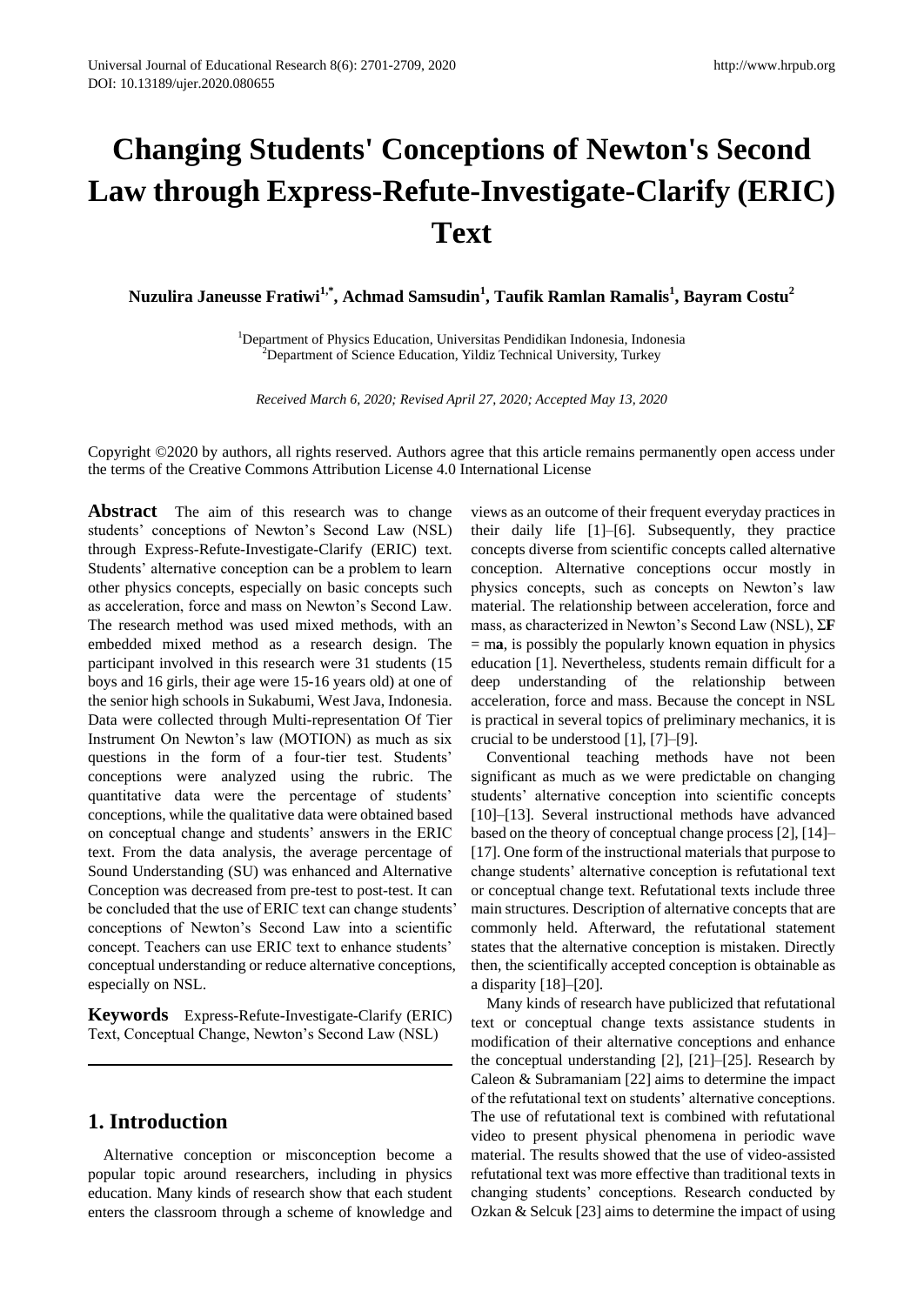# Changing Students' Conceptions of Newton's Second Law through Express-Refute-Investigate-Clarify (ERIC) Text

**Nuzulira Janeusse Fratiwi[1,*], Achmad Samsudin[1], Taufik Ramlan Ramalis[1], Bayram Costu[2]**

[1]Department of Physics Education, Universitas Pendidikan Indonesia, Indonesia
[2]Department of Science Education, Yildiz Technical University, Turkey

*Received March 6, 2020; Revised April 27, 2020; Accepted May 13, 2020*

Copyright ©2020 by authors, all rights reserved. Authors agree that this article remains permanently open access under the terms of the Creative Commons Attribution License 4.0 International License

**Abstract** The aim of this research was to change students' conceptions of Newton's Second Law (NSL) through Express-Refute-Investigate-Clarify (ERIC) text. Students' alternative conception can be a problem to learn other physics concepts, especially on basic concepts such as acceleration, force and mass on Newton's Second Law. The research method was used mixed methods, with an embedded mixed method as a research design. The participant involved in this research were 31 students (15 boys and 16 girls, their age were 15-16 years old) at one of the senior high schools in Sukabumi, West Java, Indonesia. Data were collected through Multi-representation Of Tier Instrument On Newton's law (MOTION) as much as six questions in the form of a four-tier test. Students' conceptions were analyzed using the rubric. The quantitative data were the percentage of students' conceptions, while the qualitative data were obtained based on conceptual change and students' answers in the ERIC text. From the data analysis, the average percentage of Sound Understanding (SU) was enhanced and Alternative Conception was decreased from pre-test to post-test. It can be concluded that the use of ERIC text can change students' conceptions of Newton's Second Law into a scientific concept. Teachers can use ERIC text to enhance students' conceptual understanding or reduce alternative conceptions, especially on NSL.

**Keywords** Express-Refute-Investigate-Clarify (ERIC) Text, Conceptual Change, Newton's Second Law (NSL)

## 1. Introduction

Alternative conception or misconception become a popular topic around researchers, including in physics education. Many kinds of research show that each student enters the classroom through a scheme of knowledge and views as an outcome of their frequent everyday practices in their daily life [1]–[6]. Subsequently, they practice concepts diverse from scientific concepts called alternative conception. Alternative conceptions occur mostly in physics concepts, such as concepts on Newton's law material. The relationship between acceleration, force and mass, as characterized in Newton's Second Law (NSL), $\Sigma\mathbf{F} = m\mathbf{a}$, is possibly the popularly known equation in physics education [1]. Nevertheless, students remain difficult for a deep understanding of the relationship between acceleration, force and mass. Because the concept in NSL is practical in several topics of preliminary mechanics, it is crucial to be understood [1], [7]–[9].

Conventional teaching methods have not been significant as much as we were predictable on changing students' alternative conception into scientific concepts [10]–[13]. Several instructional methods have advanced based on the theory of conceptual change process [2], [14]–[17]. One form of the instructional materials that purpose to change students' alternative conception is refutational text or conceptual change text. Refutational texts include three main structures. Description of alternative concepts that are commonly held. Afterward, the refutational statement states that the alternative conception is mistaken. Directly then, the scientifically accepted conception is obtainable as a disparity [18]–[20].

Many kinds of research have publicized that refutational text or conceptual change texts assistance students in modification of their alternative conceptions and enhance the conceptual understanding [2], [21]–[25]. Research by Caleon & Subramaniam [22] aims to determine the impact of the refutational text on students' alternative conceptions. The use of refutational text is combined with refutational video to present physical phenomena in periodic wave material. The results showed that the use of video-assisted refutational text was more effective than traditional texts in changing students' conceptions. Research conducted by Ozkan & Selcuk [23] aims to determine the impact of using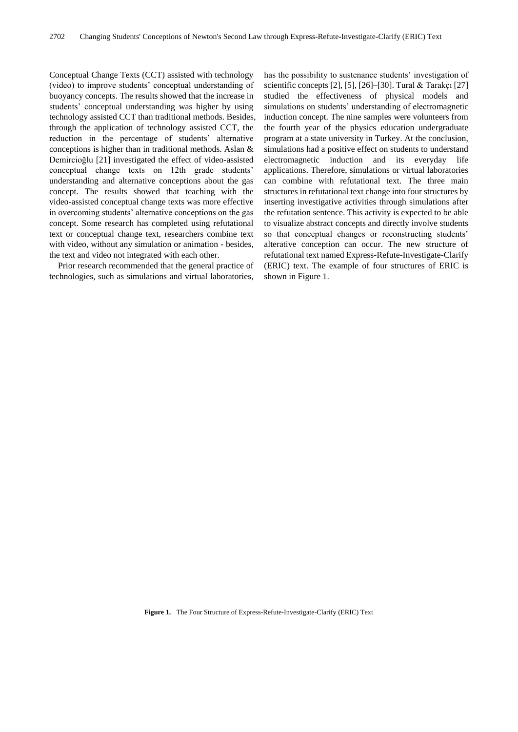Conceptual Change Texts (CCT) assisted with technology (video) to improve students' conceptual understanding of buoyancy concepts. The results showed that the increase in students' conceptual understanding was higher by using technology assisted CCT than traditional methods. Besides, through the application of technology assisted CCT, the reduction in the percentage of students' alternative conceptions is higher than in traditional methods. Aslan & Demircioğlu [21] investigated the effect of video-assisted conceptual change texts on 12th grade students' understanding and alternative conceptions about the gas concept. The results showed that teaching with the video-assisted conceptual change texts was more effective in overcoming students' alternative conceptions on the gas concept. Some research has completed using refutational text or conceptual change text, researchers combine text with video, without any simulation or animation - besides, the text and video not integrated with each other.

Prior research recommended that the general practice of technologies, such as simulations and virtual laboratories, has the possibility to sustenance students' investigation of scientific concepts [2], [5], [26]–[30]. Tural & Tarakçı [27] studied the effectiveness of physical models and simulations on students' understanding of electromagnetic induction concept. The nine samples were volunteers from the fourth year of the physics education undergraduate program at a state university in Turkey. At the conclusion, simulations had a positive effect on students to understand electromagnetic induction and its everyday life applications. Therefore, simulations or virtual laboratories can combine with refutational text. The three main structures in refutational text change into four structures by inserting investigative activities through simulations after the refutation sentence. This activity is expected to be able to visualize abstract concepts and directly involve students so that conceptual changes or reconstructing students' alterative conception can occur. The new structure of refutational text named Express-Refute-Investigate-Clarify (ERIC) text. The example of four structures of ERIC is shown in Figure 1.

**Figure 1.** The Four Structure of Express-Refute-Investigate-Clarify (ERIC) Text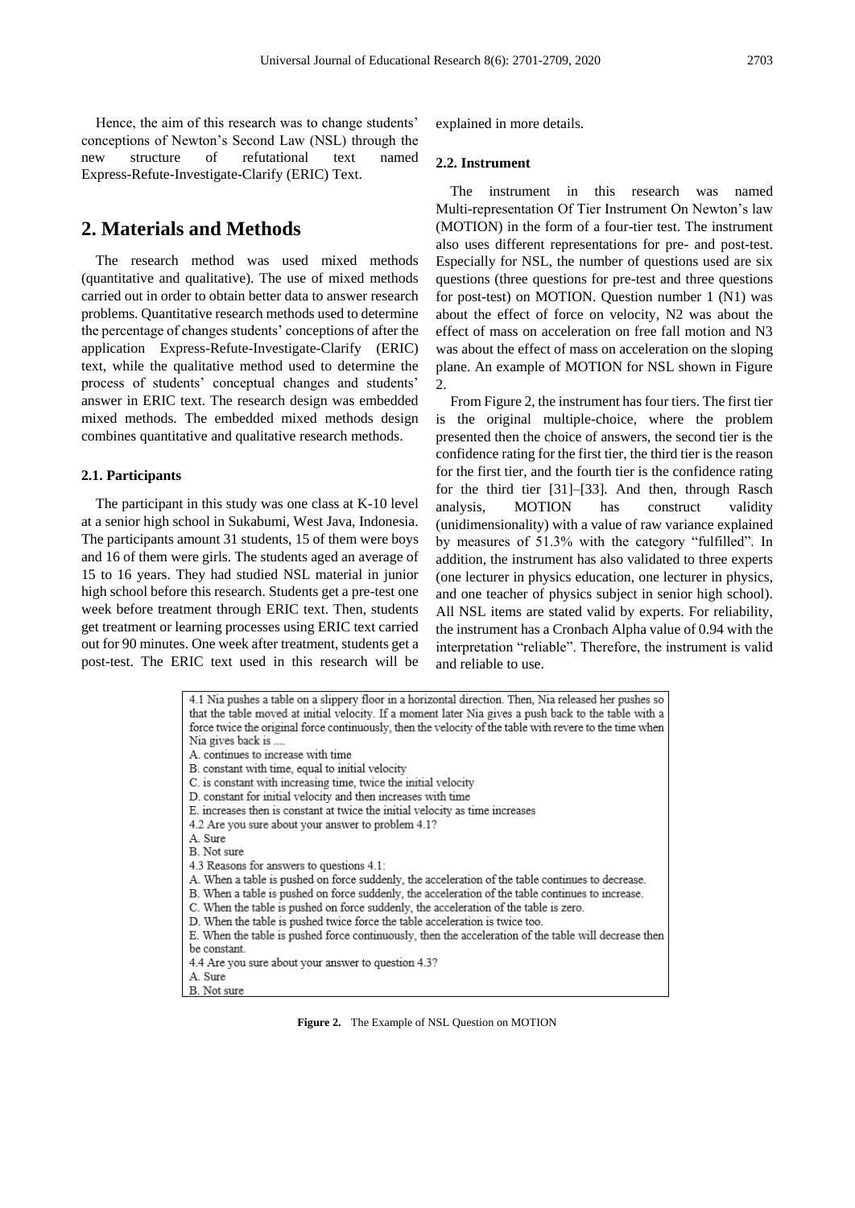Hence, the aim of this research was to change students' conceptions of Newton's Second Law (NSL) through the new structure of refutational text named Express-Refute-Investigate-Clarify (ERIC) Text.

## 2. Materials and Methods

The research method was used mixed methods (quantitative and qualitative). The use of mixed methods carried out in order to obtain better data to answer research problems. Quantitative research methods used to determine the percentage of changes students' conceptions of after the application Express-Refute-Investigate-Clarify (ERIC) text, while the qualitative method used to determine the process of students' conceptual changes and students' answer in ERIC text. The research design was embedded mixed methods. The embedded mixed methods design combines quantitative and qualitative research methods.

### 2.1. Participants

The participant in this study was one class at K-10 level at a senior high school in Sukabumi, West Java, Indonesia. The participants amount 31 students, 15 of them were boys and 16 of them were girls. The students aged an average of 15 to 16 years. They had studied NSL material in junior high school before this research. Students get a pre-test one week before treatment through ERIC text. Then, students get treatment or learning processes using ERIC text carried out for 90 minutes. One week after treatment, students get a post-test. The ERIC text used in this research will be explained in more details.

### 2.2. Instrument

The instrument in this research was named Multi-representation Of Tier Instrument On Newton's law (MOTION) in the form of a four-tier test. The instrument also uses different representations for pre- and post-test. Especially for NSL, the number of questions used are six questions (three questions for pre-test and three questions for post-test) on MOTION. Question number 1 (N1) was about the effect of force on velocity, N2 was about the effect of mass on acceleration on free fall motion and N3 was about the effect of mass on acceleration on the sloping plane. An example of MOTION for NSL shown in Figure 2.

From Figure 2, the instrument has four tiers. The first tier is the original multiple-choice, where the problem presented then the choice of answers, the second tier is the confidence rating for the first tier, the third tier is the reason for the first tier, and the fourth tier is the confidence rating for the third tier [31]–[33]. And then, through Rasch analysis, MOTION has construct validity (unidimensionality) with a value of raw variance explained by measures of 51.3% with the category "fulfilled". In addition, the instrument has also validated to three experts (one lecturer in physics education, one lecturer in physics, and one teacher of physics subject in senior high school). All NSL items are stated valid by experts. For reliability, the instrument has a Cronbach Alpha value of 0.94 with the interpretation "reliable". Therefore, the instrument is valid and reliable to use.

4.1 Nia pushes a table on a slippery floor in a horizontal direction. Then, Nia released her pushes so that the table moved at initial velocity. If a moment later Nia gives a push back to the table with a force twice the original force continuously, then the velocity of the table with revere to the time when Nia gives back is ....
A. continues to increase with time
B. constant with time, equal to initial velocity
C. is constant with increasing time, twice the initial velocity
D. constant for initial velocity and then increases with time
E. increases then is constant at twice the initial velocity as time increases
4.2 Are you sure about your answer to problem 4.1?
A. Sure
B. Not sure
4.3 Reasons for answers to questions 4.1:
A. When a table is pushed on force suddenly, the acceleration of the table continues to decrease.
B. When a table is pushed on force suddenly, the acceleration of the table continues to increase.
C. When the table is pushed on force suddenly, the acceleration of the table is zero.
D. When the table is pushed twice force the table acceleration is twice too.
E. When the table is pushed force continuously, then the acceleration of the table will decrease then be constant.
4.4 Are you sure about your answer to question 4.3?
A. Sure
B. Not sure

**Figure 2.** The Example of NSL Question on MOTION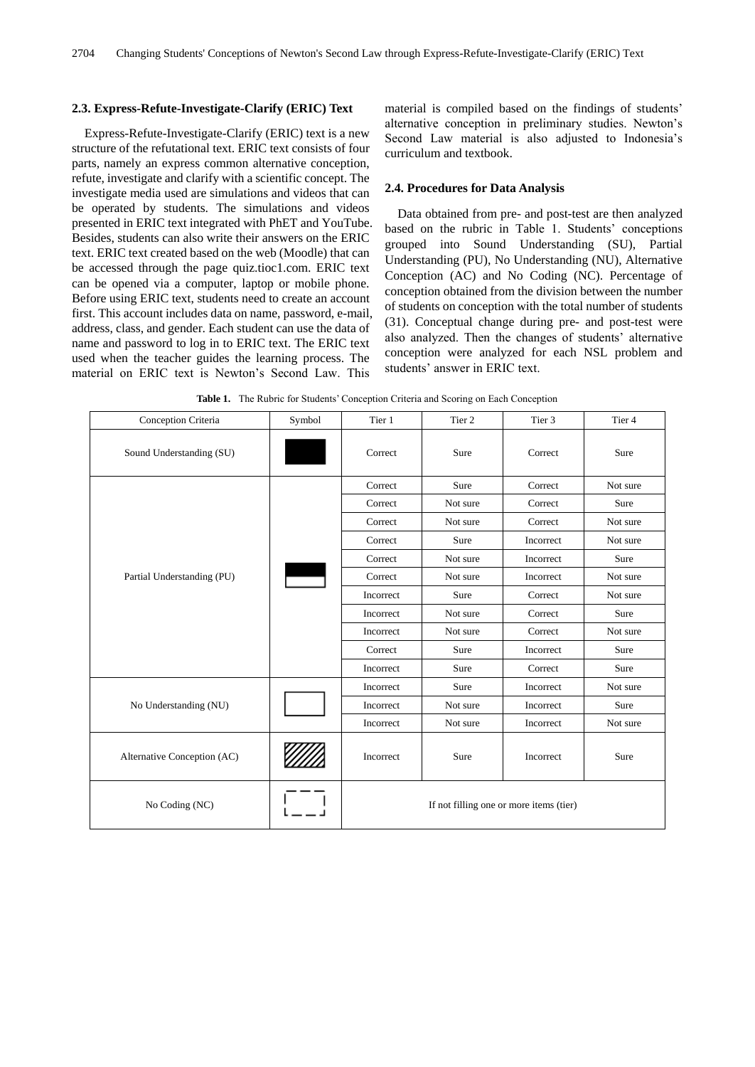### 2.3. Express-Refute-Investigate-Clarify (ERIC) Text

Express-Refute-Investigate-Clarify (ERIC) text is a new structure of the refutational text. ERIC text consists of four parts, namely an express common alternative conception, refute, investigate and clarify with a scientific concept. The investigate media used are simulations and videos that can be operated by students. The simulations and videos presented in ERIC text integrated with PhET and YouTube. Besides, students can also write their answers on the ERIC text. ERIC text created based on the web (Moodle) that can be accessed through the page quiz.tioc1.com. ERIC text can be opened via a computer, laptop or mobile phone. Before using ERIC text, students need to create an account first. This account includes data on name, password, e-mail, address, class, and gender. Each student can use the data of name and password to log in to ERIC text. The ERIC text used when the teacher guides the learning process. The material on ERIC text is Newton's Second Law. This material is compiled based on the findings of students' alternative conception in preliminary studies. Newton's Second Law material is also adjusted to Indonesia's curriculum and textbook.

### 2.4. Procedures for Data Analysis

Data obtained from pre- and post-test are then analyzed based on the rubric in Table 1. Students' conceptions grouped into Sound Understanding (SU), Partial Understanding (PU), No Understanding (NU), Alternative Conception (AC) and No Coding (NC). Percentage of conception obtained from the division between the number of students on conception with the total number of students (31). Conceptual change during pre- and post-test were also analyzed. Then the changes of students' alternative conception were analyzed for each NSL problem and students' answer in ERIC text.

**Table 1.** The Rubric for Students' Conception Criteria and Scoring on Each Conception

| Conception Criteria | Symbol | Tier 1 | Tier 2 | Tier 3 | Tier 4 |
|---|---|---|---|---|---|
| Sound Understanding (SU) | ■ (solid black) | Correct | Sure | Correct | Sure |
| Partial Understanding (PU) | ⬒ (half black) | Correct | Sure | Correct | Not sure |
| | | Correct | Not sure | Correct | Sure |
| | | Correct | Not sure | Correct | Not sure |
| | | Correct | Sure | Incorrect | Not sure |
| | | Correct | Not sure | Incorrect | Sure |
| | | Correct | Not sure | Incorrect | Not sure |
| | | Incorrect | Sure | Correct | Not sure |
| | | Incorrect | Not sure | Correct | Sure |
| | | Incorrect | Not sure | Correct | Not sure |
| | | Correct | Sure | Incorrect | Sure |
| | | Incorrect | Sure | Correct | Sure |
| No Understanding (NU) | □ (empty) | Incorrect | Sure | Incorrect | Not sure |
| | | Incorrect | Not sure | Incorrect | Sure |
| | | Incorrect | Not sure | Incorrect | Not sure |
| Alternative Conception (AC) | ▨ (hatched) | Incorrect | Sure | Incorrect | Sure |
| No Coding (NC) | ⬚ (dashed) | If not filling one or more items (tier) | | | |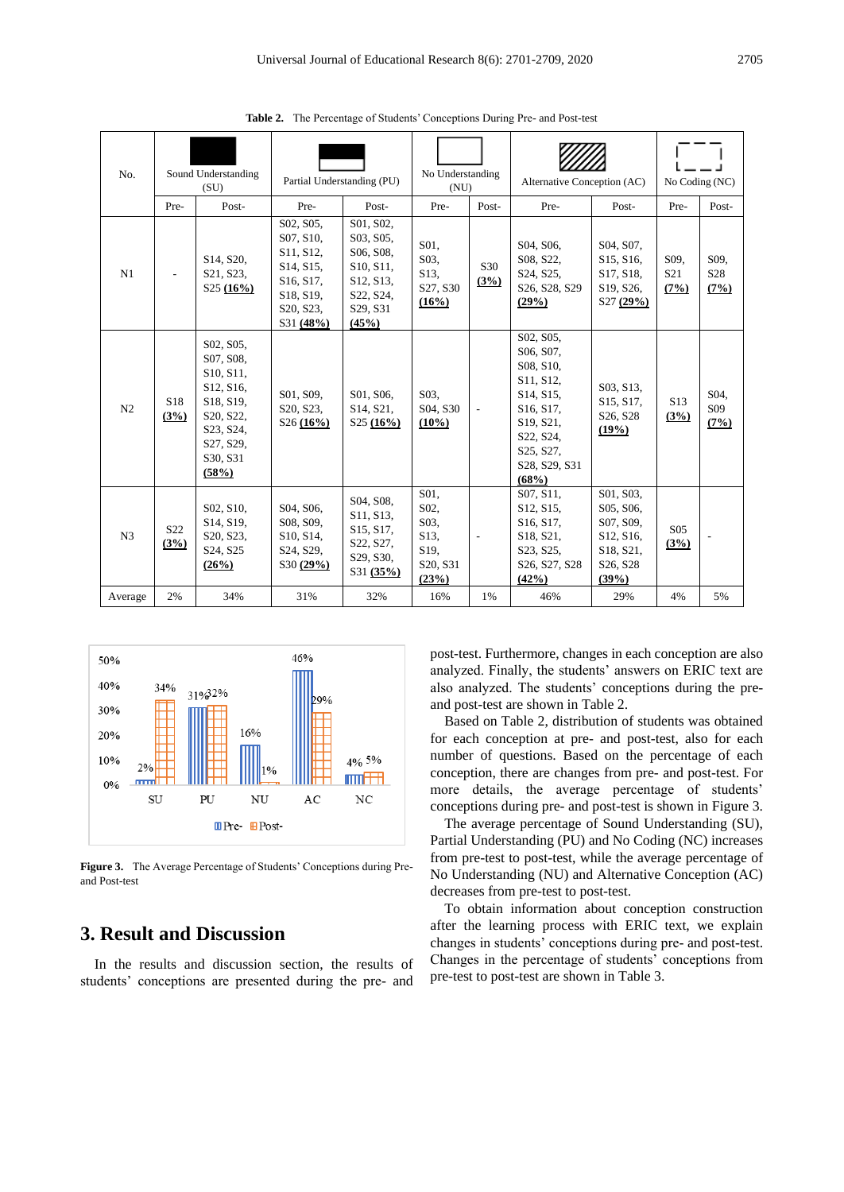**Table 2.** The Percentage of Students' Conceptions During Pre- and Post-test

| No. | Sound Understanding (SU) | | Partial Understanding (PU) | | No Understanding (NU) | | Alternative Conception (AC) | | No Coding (NC) | |
|---|---|---|---|---|---|---|---|---|---|---|
| | Pre- | Post- | Pre- | Post- | Pre- | Post- | Pre- | Post- | Pre- | Post- |
| N1 | - | S14, S20, S21, S23, S25 **(16%)** | S02, S05, S07, S10, S11, S12, S14, S15, S16, S17, S18, S19, S20, S23, S31 **(48%)** | S01, S02, S03, S05, S06, S08, S10, S11, S12, S13, S22, S24, S29, S31 **(45%)** | S01, S03, S13, S27, S30 **(16%)** | S30 **(3%)** | S04, S06, S08, S22, S24, S25, S26, S28, S29 **(29%)** | S04, S07, S15, S16, S17, S18, S19, S26, S27 **(29%)** | S09, S21 **(7%)** | S09, S28 **(7%)** |
| N2 | S18 **(3%)** | S02, S05, S07, S08, S10, S11, S12, S16, S18, S19, S20, S22, S23, S24, S27, S29, S30, S31 **(58%)** | S01, S09, S20, S23, S26 **(16%)** | S01, S06, S14, S21, S25 **(16%)** | S03, S04, S30 **(10%)** | - | S02, S05, S06, S07, S08, S10, S11, S12, S14, S15, S16, S17, S19, S21, S22, S24, S25, S27, S28, S29, S31 **(68%)** | S03, S13, S15, S17, S26, S28 **(19%)** | S13 **(3%)** | S04, S09 **(7%)** |
| N3 | S22 **(3%)** | S02, S10, S14, S19, S20, S23, S24, S25 **(26%)** | S04, S06, S08, S09, S10, S14, S24, S29, S30 **(29%)** | S04, S08, S11, S13, S15, S17, S22, S27, S29, S30, S31 **(35%)** | S01, S02, S03, S13, S19, S20, S31 **(23%)** | - | S07, S11, S12, S15, S16, S17, S18, S21, S23, S25, S26, S27, S28 **(42%)** | S01, S03, S05, S06, S07, S09, S12, S16, S18, S21, S26, S28 **(39%)** | S05 **(3%)** | - |
| Average | 2% | 34% | 31% | 32% | 16% | 1% | 46% | 29% | 4% | 5% |

**Figure 3.** The Average Percentage of Students' Conceptions during Pre- and Post-test

## 3. Result and Discussion

In the results and discussion section, the results of students' conceptions are presented during the pre- and post-test. Furthermore, changes in each conception are also analyzed. Finally, the students' answers on ERIC text are also analyzed. The students' conceptions during the pre- and post-test are shown in Table 2.

Based on Table 2, distribution of students was obtained for each conception at pre- and post-test, also for each number of questions. Based on the percentage of each conception, there are changes from pre- and post-test. For more details, the average percentage of students' conceptions during pre- and post-test is shown in Figure 3.

The average percentage of Sound Understanding (SU), Partial Understanding (PU) and No Coding (NC) increases from pre-test to post-test, while the average percentage of No Understanding (NU) and Alternative Conception (AC) decreases from pre-test to post-test.

To obtain information about conception construction after the learning process with ERIC text, we explain changes in students' conceptions during pre- and post-test. Changes in the percentage of students' conceptions from pre-test to post-test are shown in Table 3.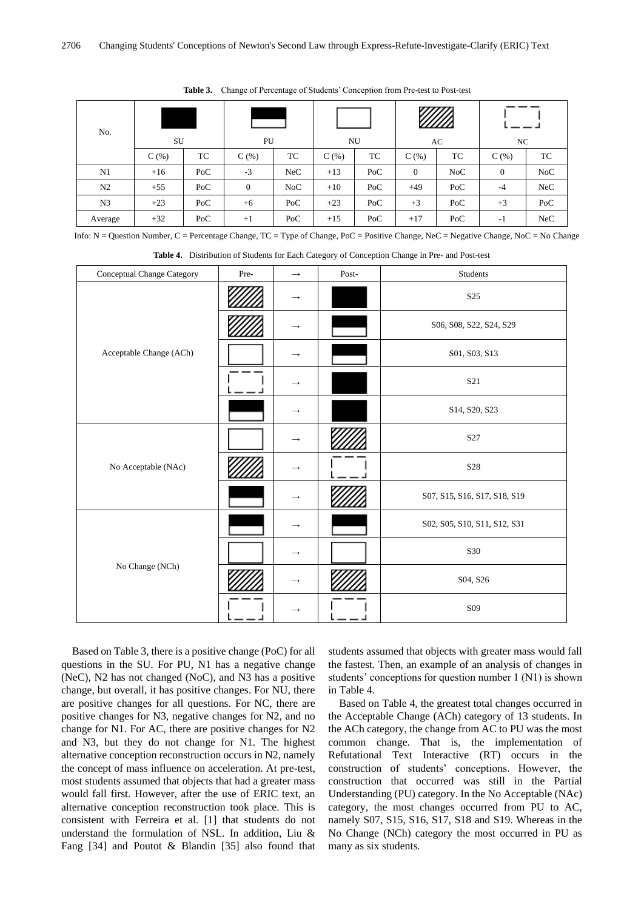**Table 3.** Change of Percentage of Students' Conception from Pre-test to Post-test

| No. | SU | | PU | | NU | | AC | | NC | |
|---|---|---|---|---|---|---|---|---|---|---|
| | C (%) | TC | C (%) | TC | C (%) | TC | C (%) | TC | C (%) | TC |
| N1 | +16 | PoC | -3 | NeC | +13 | PoC | 0 | NoC | 0 | NoC |
| N2 | +55 | PoC | 0 | NoC | +10 | PoC | +49 | PoC | -4 | NeC |
| N3 | +23 | PoC | +6 | PoC | +23 | PoC | +3 | PoC | +3 | PoC |
| Average | +32 | PoC | +1 | PoC | +15 | PoC | +17 | PoC | -1 | NeC |

Info: N = Question Number, C = Percentage Change, TC = Type of Change, PoC = Positive Change, NeC = Negative Change, NoC = No Change

**Table 4.** Distribution of Students for Each Category of Conception Change in Pre- and Post-test

| Conceptual Change Category | Pre- | → | Post- | Students |
|---|---|---|---|---|
| Acceptable Change (ACh) | AC | → | SU | S25 |
| | AC | → | PU | S06, S08, S22, S24, S29 |
| | NU | → | PU | S01, S03, S13 |
| | NC | → | SU | S21 |
| | PU | → | SU | S14, S20, S23 |
| No Acceptable (NAc) | NU | → | AC | S27 |
| | AC | → | NC | S28 |
| | PU | → | AC | S07, S15, S16, S17, S18, S19 |
| No Change (NCh) | PU | → | PU | S02, S05, S10, S11, S12, S31 |
| | NU | → | NU | S30 |
| | AC | → | AC | S04, S26 |
| | NC | → | NC | S09 |

Based on Table 3, there is a positive change (PoC) for all questions in the SU. For PU, N1 has a negative change (NeC), N2 has not changed (NoC), and N3 has a positive change, but overall, it has positive changes. For NU, there are positive changes for all questions. For NC, there are positive changes for N3, negative changes for N2, and no change for N1. For AC, there are positive changes for N2 and N3, but they do not change for N1. The highest alternative conception reconstruction occurs in N2, namely the concept of mass influence on acceleration. At pre-test, most students assumed that objects that had a greater mass would fall first. However, after the use of ERIC text, an alternative conception reconstruction took place. This is consistent with Ferreira et al. [1] that students do not understand the formulation of NSL. In addition, Liu & Fang [34] and Poutot & Blandin [35] also found that students assumed that objects with greater mass would fall the fastest. Then, an example of an analysis of changes in students' conceptions for question number 1 (N1) is shown in Table 4.

Based on Table 4, the greatest total changes occurred in the Acceptable Change (ACh) category of 13 students. In the ACh category, the change from AC to PU was the most common change. That is, the implementation of Refutational Text Interactive (RT) occurs in the construction of students' conceptions. However, the construction that occurred was still in the Partial Understanding (PU) category. In the No Acceptable (NAc) category, the most changes occurred from PU to AC, namely S07, S15, S16, S17, S18 and S19. Whereas in the No Change (NCh) category the most occurred in PU as many as six students.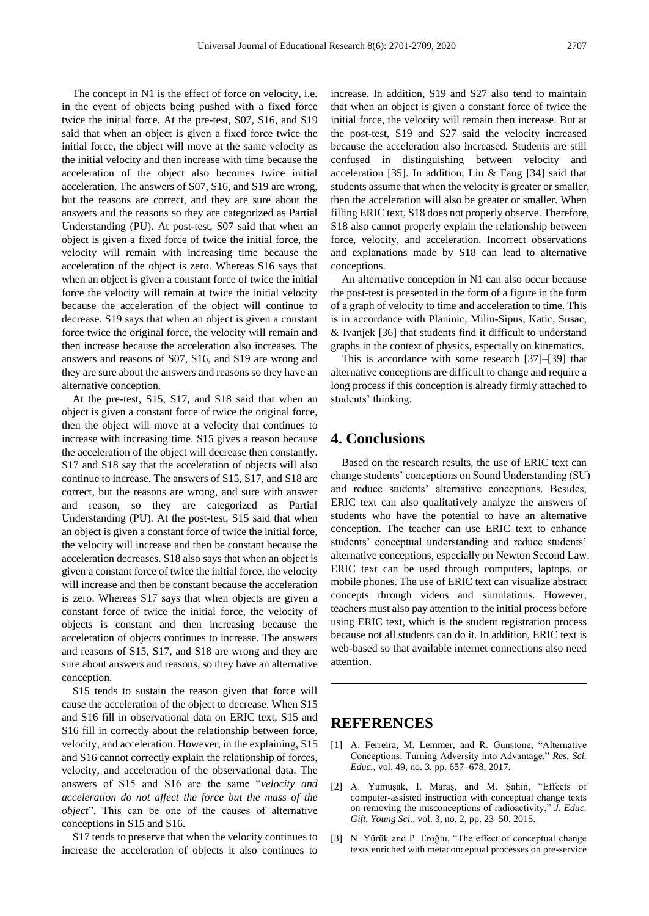The concept in N1 is the effect of force on velocity, i.e. in the event of objects being pushed with a fixed force twice the initial force. At the pre-test, S07, S16, and S19 said that when an object is given a fixed force twice the initial force, the object will move at the same velocity as the initial velocity and then increase with time because the acceleration of the object also becomes twice initial acceleration. The answers of S07, S16, and S19 are wrong, but the reasons are correct, and they are sure about the answers and the reasons so they are categorized as Partial Understanding (PU). At post-test, S07 said that when an object is given a fixed force of twice the initial force, the velocity will remain with increasing time because the acceleration of the object is zero. Whereas S16 says that when an object is given a constant force of twice the initial force the velocity will remain at twice the initial velocity because the acceleration of the object will continue to decrease. S19 says that when an object is given a constant force twice the original force, the velocity will remain and then increase because the acceleration also increases. The answers and reasons of S07, S16, and S19 are wrong and they are sure about the answers and reasons so they have an alternative conception.

At the pre-test, S15, S17, and S18 said that when an object is given a constant force of twice the original force, then the object will move at a velocity that continues to increase with increasing time. S15 gives a reason because the acceleration of the object will decrease then constantly. S17 and S18 say that the acceleration of objects will also continue to increase. The answers of S15, S17, and S18 are correct, but the reasons are wrong, and sure with answer and reason, so they are categorized as Partial Understanding (PU). At the post-test, S15 said that when an object is given a constant force of twice the initial force, the velocity will increase and then be constant because the acceleration decreases. S18 also says that when an object is given a constant force of twice the initial force, the velocity will increase and then be constant because the acceleration is zero. Whereas S17 says that when objects are given a constant force of twice the initial force, the velocity of objects is constant and then increasing because the acceleration of objects continues to increase. The answers and reasons of S15, S17, and S18 are wrong and they are sure about answers and reasons, so they have an alternative conception.

S15 tends to sustain the reason given that force will cause the acceleration of the object to decrease. When S15 and S16 fill in observational data on ERIC text, S15 and S16 fill in correctly about the relationship between force, velocity, and acceleration. However, in the explaining, S15 and S16 cannot correctly explain the relationship of forces, velocity, and acceleration of the observational data. The answers of S15 and S16 are the same "*velocity and acceleration do not affect the force but the mass of the object*". This can be one of the causes of alternative conceptions in S15 and S16.

S17 tends to preserve that when the velocity continues to increase the acceleration of objects it also continues to increase. In addition, S19 and S27 also tend to maintain that when an object is given a constant force of twice the initial force, the velocity will remain then increase. But at the post-test, S19 and S27 said the velocity increased because the acceleration also increased. Students are still confused in distinguishing between velocity and acceleration [35]. In addition, Liu & Fang [34] said that students assume that when the velocity is greater or smaller, then the acceleration will also be greater or smaller. When filling ERIC text, S18 does not properly observe. Therefore, S18 also cannot properly explain the relationship between force, velocity, and acceleration. Incorrect observations and explanations made by S18 can lead to alternative conceptions.

An alternative conception in N1 can also occur because the post-test is presented in the form of a figure in the form of a graph of velocity to time and acceleration to time. This is in accordance with Planinic, Milin-Sipus, Katic, Susac, & Ivanjek [36] that students find it difficult to understand graphs in the context of physics, especially on kinematics.

This is accordance with some research [37]–[39] that alternative conceptions are difficult to change and require a long process if this conception is already firmly attached to students' thinking.

## 4. Conclusions

Based on the research results, the use of ERIC text can change students' conceptions on Sound Understanding (SU) and reduce students' alternative conceptions. Besides, ERIC text can also qualitatively analyze the answers of students who have the potential to have an alternative conception. The teacher can use ERIC text to enhance students' conceptual understanding and reduce students' alternative conceptions, especially on Newton Second Law. ERIC text can be used through computers, laptops, or mobile phones. The use of ERIC text can visualize abstract concepts through videos and simulations. However, teachers must also pay attention to the initial process before using ERIC text, which is the student registration process because not all students can do it. In addition, ERIC text is web-based so that available internet connections also need attention.

## REFERENCES

[1] A. Ferreira, M. Lemmer, and R. Gunstone, "Alternative Conceptions: Turning Adversity into Advantage," *Res. Sci. Educ.*, vol. 49, no. 3, pp. 657–678, 2017.

[2] A. Yumuşak, I. Maraş, and M. Şahin, "Effects of computer-assisted instruction with conceptual change texts on removing the misconceptions of radioactivity," *J. Educ. Gift. Young Sci.*, vol. 3, no. 2, pp. 23–50, 2015.

[3] N. Yürük and P. Eroğlu, "The effect of conceptual change texts enriched with metaconceptual processes on pre-service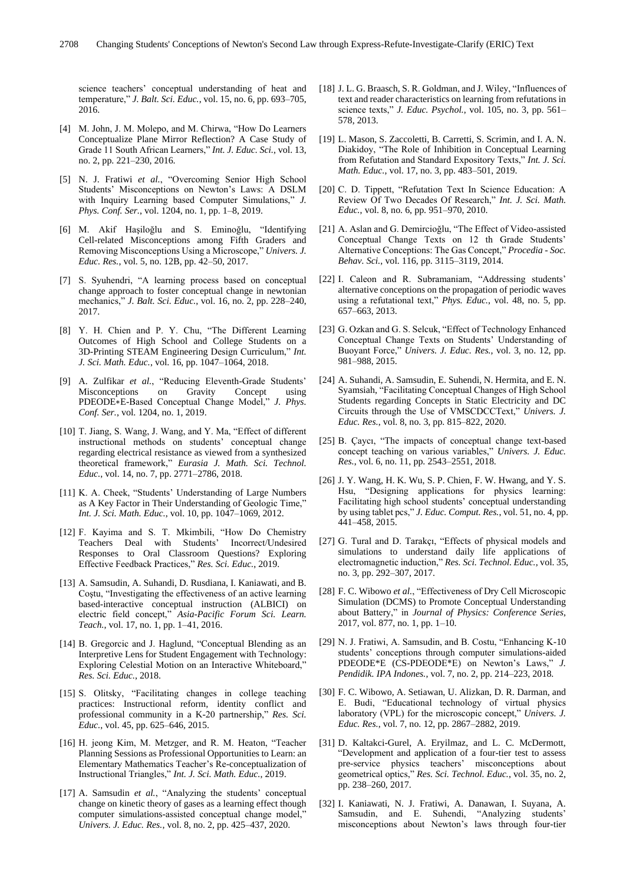science teachers' conceptual understanding of heat and temperature," *J. Balt. Sci. Educ.*, vol. 15, no. 6, pp. 693–705, 2016.

[4] M. John, J. M. Molepo, and M. Chirwa, "How Do Learners Conceptualize Plane Mirror Reflection? A Case Study of Grade 11 South African Learners," *Int. J. Educ. Sci.*, vol. 13, no. 2, pp. 221–230, 2016.

[5] N. J. Fratiwi *et al.*, "Overcoming Senior High School Students' Misconceptions on Newton's Laws: A DSLM with Inquiry Learning based Computer Simulations," *J. Phys. Conf. Ser.*, vol. 1204, no. 1, pp. 1–8, 2019.

[6] M. Akif Haşiloğlu and S. Eminoğlu, "Identifying Cell-related Misconceptions among Fifth Graders and Removing Misconceptions Using a Microscope," *Univers. J. Educ. Res.*, vol. 5, no. 12B, pp. 42–50, 2017.

[7] S. Syuhendri, "A learning process based on conceptual change approach to foster conceptual change in newtonian mechanics," *J. Balt. Sci. Educ.*, vol. 16, no. 2, pp. 228–240, 2017.

[8] Y. H. Chien and P. Y. Chu, "The Different Learning Outcomes of High School and College Students on a 3D-Printing STEAM Engineering Design Curriculum," *Int. J. Sci. Math. Educ.*, vol. 16, pp. 1047–1064, 2018.

[9] A. Zulfikar *et al.*, "Reducing Eleventh-Grade Students' Misconceptions on Gravity Concept using PDEODE∗E-Based Conceptual Change Model," *J. Phys. Conf. Ser.*, vol. 1204, no. 1, 2019.

[10] T. Jiang, S. Wang, J. Wang, and Y. Ma, "Effect of different instructional methods on students' conceptual change regarding electrical resistance as viewed from a synthesized theoretical framework," *Eurasia J. Math. Sci. Technol. Educ.*, vol. 14, no. 7, pp. 2771–2786, 2018.

[11] K. A. Cheek, "Students' Understanding of Large Numbers as A Key Factor in Their Understanding of Geologic Time," *Int. J. Sci. Math. Educ.*, vol. 10, pp. 1047–1069, 2012.

[12] F. Kayima and S. T. Mkimbili, "How Do Chemistry Teachers Deal with Students' Incorrect/Undesired Responses to Oral Classroom Questions? Exploring Effective Feedback Practices," *Res. Sci. Educ.*, 2019.

[13] A. Samsudin, A. Suhandi, D. Rusdiana, I. Kaniawati, and B. Coştu, "Investigating the effectiveness of an active learning based-interactive conceptual instruction (ALBICI) on electric field concept," *Asia-Pacific Forum Sci. Learn. Teach.*, vol. 17, no. 1, pp. 1–41, 2016.

[14] B. Gregorcic and J. Haglund, "Conceptual Blending as an Interpretive Lens for Student Engagement with Technology: Exploring Celestial Motion on an Interactive Whiteboard," *Res. Sci. Educ.*, 2018.

[15] S. Olitsky, "Facilitating changes in college teaching practices: Instructional reform, identity conflict and professional community in a K-20 partnership," *Res. Sci. Educ.*, vol. 45, pp. 625–646, 2015.

[16] H. jeong Kim, M. Metzger, and R. M. Heaton, "Teacher Planning Sessions as Professional Opportunities to Learn: an Elementary Mathematics Teacher's Re-conceptualization of Instructional Triangles," *Int. J. Sci. Math. Educ.*, 2019.

[17] A. Samsudin *et al.*, "Analyzing the students' conceptual change on kinetic theory of gases as a learning effect though computer simulations-assisted conceptual change model," *Univers. J. Educ. Res.*, vol. 8, no. 2, pp. 425–437, 2020.

[18] J. L. G. Braasch, S. R. Goldman, and J. Wiley, "Influences of text and reader characteristics on learning from refutations in science texts," *J. Educ. Psychol.*, vol. 105, no. 3, pp. 561–578, 2013.

[19] L. Mason, S. Zaccoletti, B. Carretti, S. Scrimin, and I. A. N. Diakidoy, "The Role of Inhibition in Conceptual Learning from Refutation and Standard Expository Texts," *Int. J. Sci. Math. Educ.*, vol. 17, no. 3, pp. 483–501, 2019.

[20] C. D. Tippett, "Refutation Text In Science Education: A Review Of Two Decades Of Research," *Int. J. Sci. Math. Educ.*, vol. 8, no. 6, pp. 951–970, 2010.

[21] A. Aslan and G. Demircioğlu, "The Effect of Video-assisted Conceptual Change Texts on 12 th Grade Students' Alternative Conceptions: The Gas Concept," *Procedia - Soc. Behav. Sci.*, vol. 116, pp. 3115–3119, 2014.

[22] I. Caleon and R. Subramaniam, "Addressing students' alternative conceptions on the propagation of periodic waves using a refutational text," *Phys. Educ.*, vol. 48, no. 5, pp. 657–663, 2013.

[23] G. Ozkan and G. S. Selcuk, "Effect of Technology Enhanced Conceptual Change Texts on Students' Understanding of Buoyant Force," *Univers. J. Educ. Res.*, vol. 3, no. 12, pp. 981–988, 2015.

[24] A. Suhandi, A. Samsudin, E. Suhendi, N. Hermita, and E. N. Syamsiah, "Facilitating Conceptual Changes of High School Students regarding Concepts in Static Electricity and DC Circuits through the Use of VMSCDCCText," *Univers. J. Educ. Res.*, vol. 8, no. 3, pp. 815–822, 2020.

[25] B. Çaycı, "The impacts of conceptual change text-based concept teaching on various variables," *Univers. J. Educ. Res.*, vol. 6, no. 11, pp. 2543–2551, 2018.

[26] J. Y. Wang, H. K. Wu, S. P. Chien, F. W. Hwang, and Y. S. Hsu, "Designing applications for physics learning: Facilitating high school students' conceptual understanding by using tablet pcs," *J. Educ. Comput. Res.*, vol. 51, no. 4, pp. 441–458, 2015.

[27] G. Tural and D. Tarakçı, "Effects of physical models and simulations to understand daily life applications of electromagnetic induction," *Res. Sci. Technol. Educ.*, vol. 35, no. 3, pp. 292–307, 2017.

[28] F. C. Wibowo *et al.*, "Effectiveness of Dry Cell Microscopic Simulation (DCMS) to Promote Conceptual Understanding about Battery," in *Journal of Physics: Conference Series*, 2017, vol. 877, no. 1, pp. 1–10.

[29] N. J. Fratiwi, A. Samsudin, and B. Costu, "Enhancing K-10 students' conceptions through computer simulations-aided PDEODE*E (CS-PDEODE*E) on Newton's Laws," *J. Pendidik. IPA Indones.*, vol. 7, no. 2, pp. 214–223, 2018.

[30] F. C. Wibowo, A. Setiawan, U. Alizkan, D. R. Darman, and E. Budi, "Educational technology of virtual physics laboratory (VPL) for the microscopic concept," *Univers. J. Educ. Res.*, vol. 7, no. 12, pp. 2867–2882, 2019.

[31] D. Kaltakci-Gurel, A. Eryilmaz, and L. C. McDermott, "Development and application of a four-tier test to assess pre-service physics teachers' misconceptions about geometrical optics," *Res. Sci. Technol. Educ.*, vol. 35, no. 2, pp. 238–260, 2017.

[32] I. Kaniawati, N. J. Fratiwi, A. Danawan, I. Suyana, A. Samsudin, and E. Suhendi, "Analyzing students' misconceptions about Newton's laws through four-tier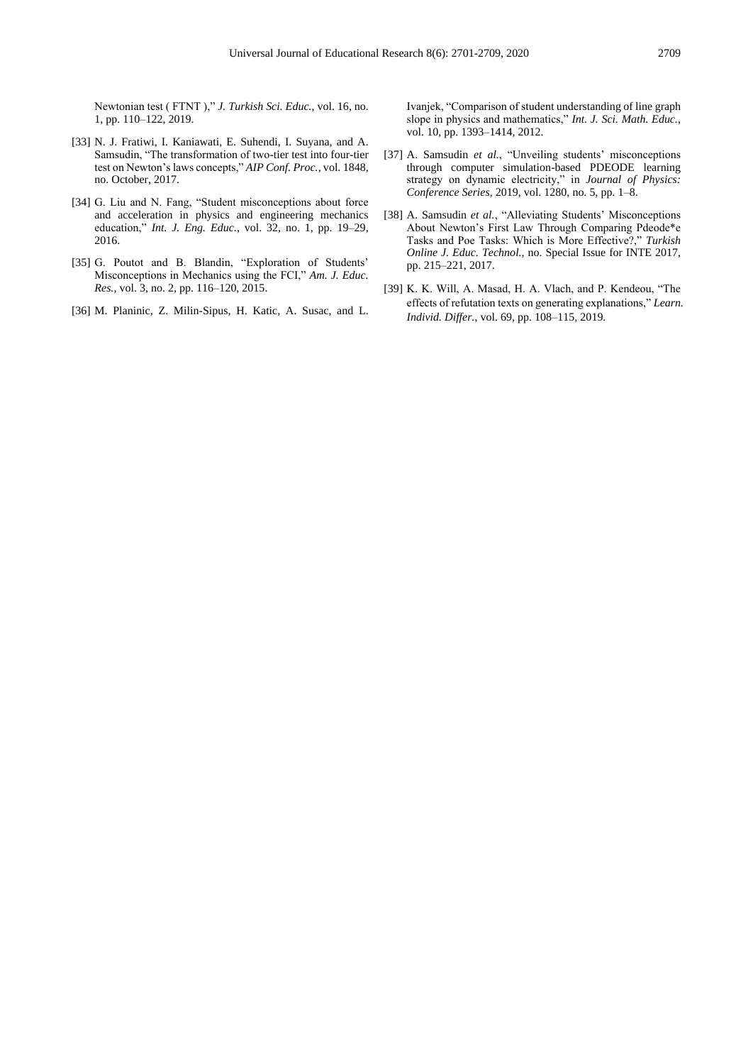Newtonian test ( FTNT )," *J. Turkish Sci. Educ.*, vol. 16, no. 1, pp. 110–122, 2019.

[33] N. J. Fratiwi, I. Kaniawati, E. Suhendi, I. Suyana, and A. Samsudin, "The transformation of two-tier test into four-tier test on Newton's laws concepts," *AIP Conf. Proc.*, vol. 1848, no. October, 2017.

[34] G. Liu and N. Fang, "Student misconceptions about force and acceleration in physics and engineering mechanics education," *Int. J. Eng. Educ.*, vol. 32, no. 1, pp. 19–29, 2016.

[35] G. Poutot and B. Blandin, "Exploration of Students' Misconceptions in Mechanics using the FCI," *Am. J. Educ. Res.*, vol. 3, no. 2, pp. 116–120, 2015.

[36] M. Planinic, Z. Milin-Sipus, H. Katic, A. Susac, and L. Ivanjek, "Comparison of student understanding of line graph slope in physics and mathematics," *Int. J. Sci. Math. Educ.*, vol. 10, pp. 1393–1414, 2012.

[37] A. Samsudin *et al.*, "Unveiling students' misconceptions through computer simulation-based PDEODE learning strategy on dynamic electricity," in *Journal of Physics: Conference Series*, 2019, vol. 1280, no. 5, pp. 1–8.

[38] A. Samsudin *et al.*, "Alleviating Students' Misconceptions About Newton's First Law Through Comparing Pdeode*e Tasks and Poe Tasks: Which is More Effective?," *Turkish Online J. Educ. Technol.*, no. Special Issue for INTE 2017, pp. 215–221, 2017.

[39] K. K. Will, A. Masad, H. A. Vlach, and P. Kendeou, "The effects of refutation texts on generating explanations," *Learn. Individ. Differ.*, vol. 69, pp. 108–115, 2019.